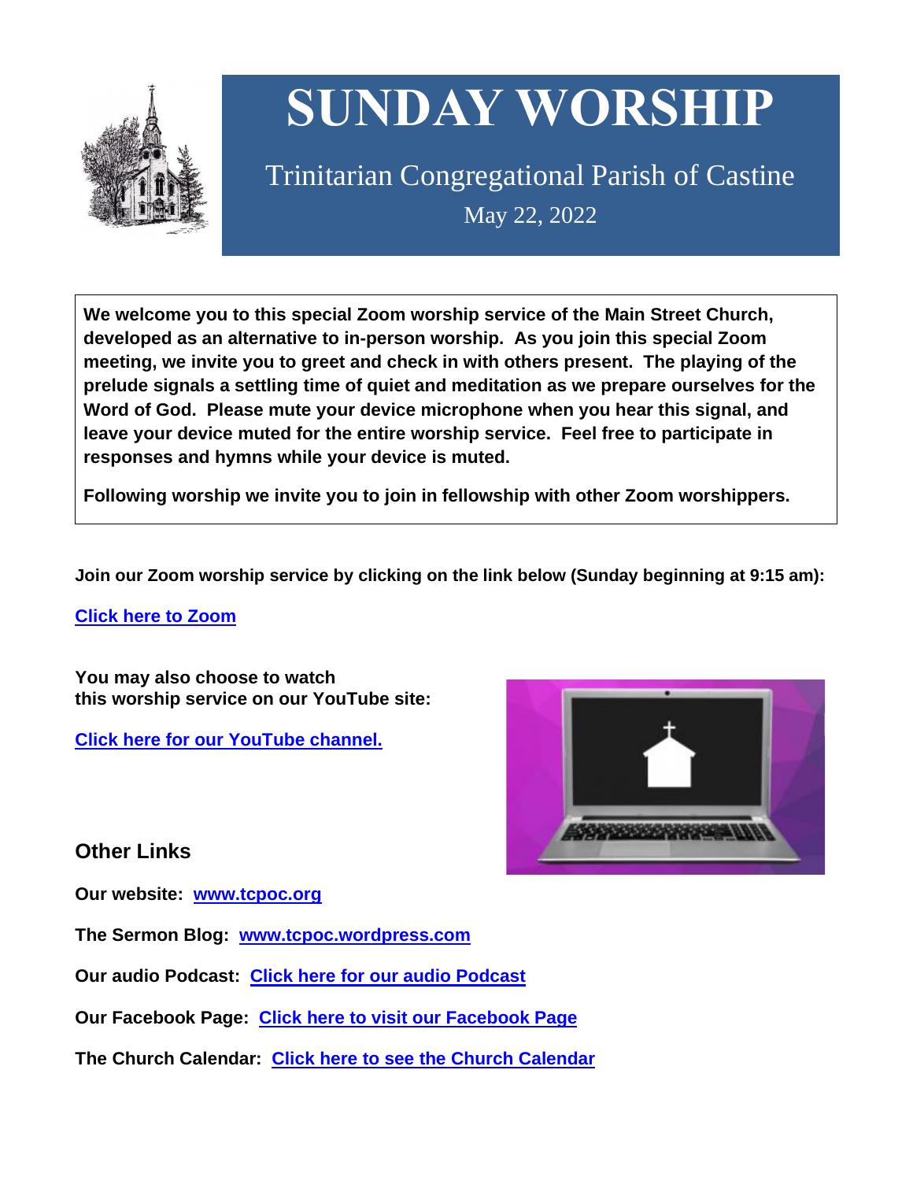# SUNDAY WORSHIP

Trinitarian Congregational Parish of Castine

May 22, 2022

**We welcome you to this special Zoom worship service of the Main Street Church, developed as an alternative to in-person worship. As you join this special Zoom meeting, we invite you to greet and check in with others present. The playing of the prelude signals a settling time of quiet and meditation as we prepare ourselves for the Word of God. Please mute your device microphone when you hear this signal, and leave your device muted for the entire worship service. Feel free to participate in responses and hymns while your device is muted.**

**Following worship we invite you to join in fellowship with other Zoom worshippers.**

**Join our Zoom worship service by clicking on the link below (Sunday beginning at 9:15 am):**

**Click here to Zoom**

**You may also choose to watch this worship service on our YouTube site:**

**Click here for our YouTube channel.**

## Other Links

**Our website: www.tcpoc.org**

**The Sermon Blog: www.tcpoc.wordpress.com**

**Our audio Podcast: Click here for our audio Podcast**

**Our Facebook Page: Click here to visit our Facebook Page**

**The Church Calendar: Click here to see the Church Calendar**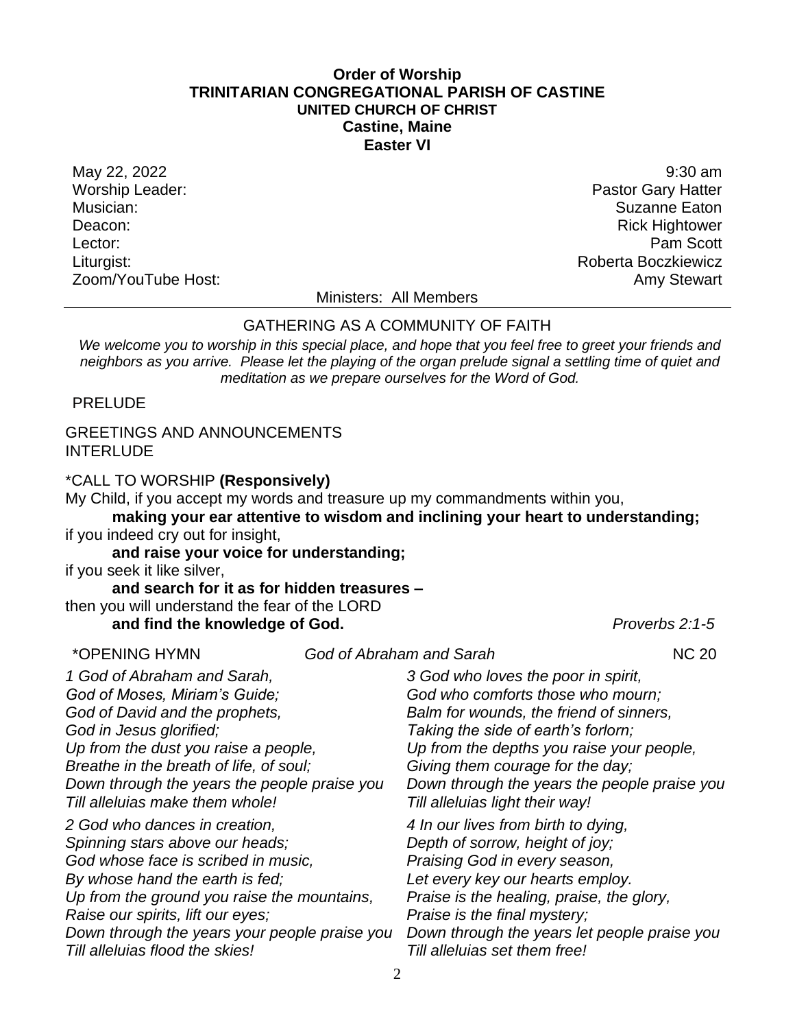**Order of Worship**
**TRINITARIAN CONGREGATIONAL PARISH OF CASTINE**
**UNITED CHURCH OF CHRIST**
**Castine, Maine**
**Easter VI**

| | |
|---|---|
| May 22, 2022 | 9:30 am |
| Worship Leader: | Pastor Gary Hatter |
| Musician: | Suzanne Eaton |
| Deacon: | Rick Hightower |
| Lector: | Pam Scott |
| Liturgist: | Roberta Boczkiewicz |
| Zoom/YouTube Host: | Amy Stewart |

Ministers: All Members

---

GATHERING AS A COMMUNITY OF FAITH

*We welcome you to worship in this special place, and hope that you feel free to greet your friends and neighbors as you arrive. Please let the playing of the organ prelude signal a settling time of quiet and meditation as we prepare ourselves for the Word of God.*

PRELUDE

GREETINGS AND ANNOUNCEMENTS
INTERLUDE

*CALL TO WORSHIP **(Responsively)**

My Child, if you accept my words and treasure up my commandments within you,
**making your ear attentive to wisdom and inclining your heart to understanding;**
if you indeed cry out for insight,
**and raise your voice for understanding;**
if you seek it like silver,
**and search for it as for hidden treasures –**
then you will understand the fear of the LORD
**and find the knowledge of God.** *Proverbs 2:1-5*

*OPENING HYMN *God of Abraham and Sarah* NC 20

*1 God of Abraham and Sarah,*
*God of Moses, Miriam's Guide;*
*God of David and the prophets,*
*God in Jesus glorified;*
*Up from the dust you raise a people,*
*Breathe in the breath of life, of soul;*
*Down through the years the people praise you*
*Till alleluias make them whole!*

*2 God who dances in creation,*
*Spinning stars above our heads;*
*God whose face is scribed in music,*
*By whose hand the earth is fed;*
*Up from the ground you raise the mountains,*
*Raise our spirits, lift our eyes;*
*Down through the years your people praise you*
*Till alleluias flood the skies!*

*3 God who loves the poor in spirit,*
*God who comforts those who mourn;*
*Balm for wounds, the friend of sinners,*
*Taking the side of earth's forlorn;*
*Up from the depths you raise your people,*
*Giving them courage for the day;*
*Down through the years the people praise you*
*Till alleluias light their way!*

*4 In our lives from birth to dying,*
*Depth of sorrow, height of joy;*
*Praising God in every season,*
*Let every key our hearts employ.*
*Praise is the healing, praise, the glory,*
*Praise is the final mystery;*
*Down through the years let people praise you*
*Till alleluias set them free!*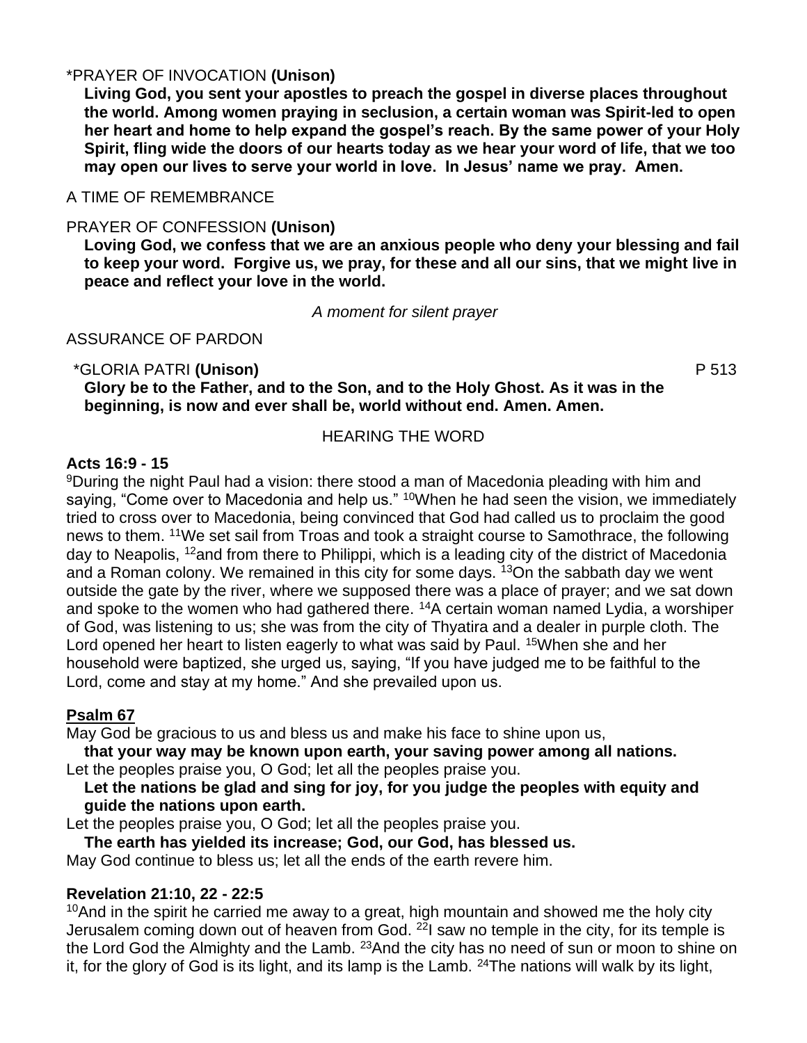*PRAYER OF INVOCATION **(Unison)**

**Living God, you sent your apostles to preach the gospel in diverse places throughout the world. Among women praying in seclusion, a certain woman was Spirit-led to open her heart and home to help expand the gospel's reach. By the same power of your Holy Spirit, fling wide the doors of our hearts today as we hear your word of life, that we too may open our lives to serve your world in love. In Jesus' name we pray. Amen.**

A TIME OF REMEMBRANCE

PRAYER OF CONFESSION **(Unison)**

**Loving God, we confess that we are an anxious people who deny your blessing and fail to keep your word. Forgive us, we pray, for these and all our sins, that we might live in peace and reflect your love in the world.**

*A moment for silent prayer*

ASSURANCE OF PARDON

*GLORIA PATRI **(Unison)** P 513

**Glory be to the Father, and to the Son, and to the Holy Ghost. As it was in the beginning, is now and ever shall be, world without end. Amen. Amen.**

HEARING THE WORD

**Acts 16:9 - 15**

[9]During the night Paul had a vision: there stood a man of Macedonia pleading with him and saying, "Come over to Macedonia and help us." [10]When he had seen the vision, we immediately tried to cross over to Macedonia, being convinced that God had called us to proclaim the good news to them. [11]We set sail from Troas and took a straight course to Samothrace, the following day to Neapolis, [12]and from there to Philippi, which is a leading city of the district of Macedonia and a Roman colony. We remained in this city for some days. [13]On the sabbath day we went outside the gate by the river, where we supposed there was a place of prayer; and we sat down and spoke to the women who had gathered there. [14]A certain woman named Lydia, a worshiper of God, was listening to us; she was from the city of Thyatira and a dealer in purple cloth. The Lord opened her heart to listen eagerly to what was said by Paul. [15]When she and her household were baptized, she urged us, saying, "If you have judged me to be faithful to the Lord, come and stay at my home." And she prevailed upon us.

**Psalm 67**

May God be gracious to us and bless us and make his face to shine upon us,

**that your way may be known upon earth, your saving power among all nations.**

Let the peoples praise you, O God; let all the peoples praise you.

**Let the nations be glad and sing for joy, for you judge the peoples with equity and guide the nations upon earth.**

Let the peoples praise you, O God; let all the peoples praise you.

**The earth has yielded its increase; God, our God, has blessed us.**

May God continue to bless us; let all the ends of the earth revere him.

**Revelation 21:10, 22 - 22:5**

[10]And in the spirit he carried me away to a great, high mountain and showed me the holy city Jerusalem coming down out of heaven from God. [22]I saw no temple in the city, for its temple is the Lord God the Almighty and the Lamb. [23]And the city has no need of sun or moon to shine on it, for the glory of God is its light, and its lamp is the Lamb. [24]The nations will walk by its light,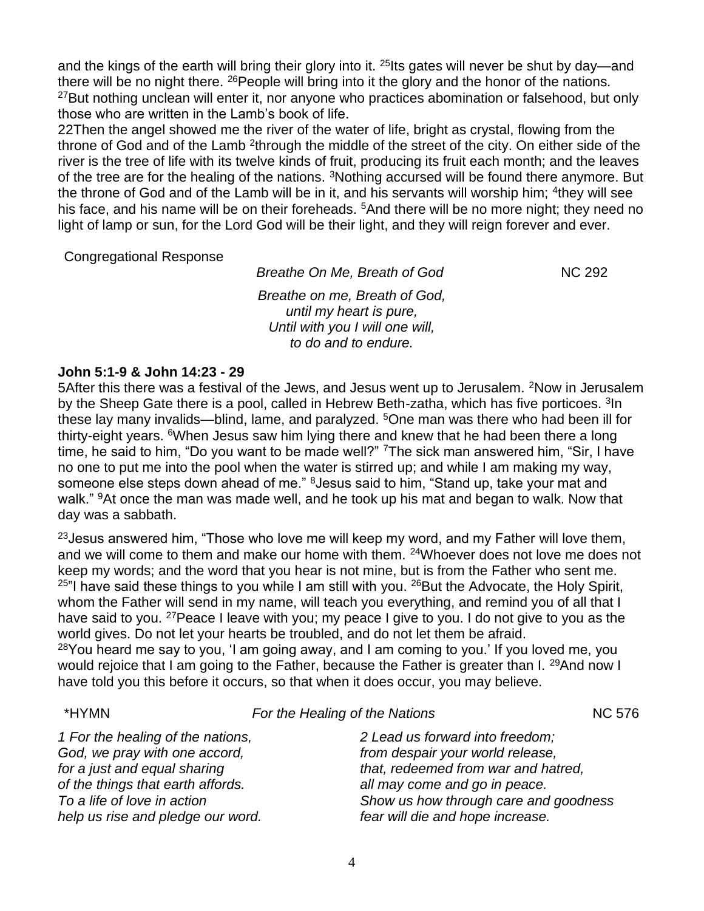and the kings of the earth will bring their glory into it. [25]Its gates will never be shut by day—and there will be no night there. [26]People will bring into it the glory and the honor of the nations. [27]But nothing unclean will enter it, nor anyone who practices abomination or falsehood, but only those who are written in the Lamb's book of life.

22Then the angel showed me the river of the water of life, bright as crystal, flowing from the throne of God and of the Lamb [2]through the middle of the street of the city. On either side of the river is the tree of life with its twelve kinds of fruit, producing its fruit each month; and the leaves of the tree are for the healing of the nations. [3]Nothing accursed will be found there anymore. But the throne of God and of the Lamb will be in it, and his servants will worship him; [4]they will see his face, and his name will be on their foreheads. [5]And there will be no more night; they need no light of lamp or sun, for the Lord God will be their light, and they will reign forever and ever.

Congregational Response

*Breathe On Me, Breath of God* NC 292

*Breathe on me, Breath of God,*
*until my heart is pure,*
*Until with you I will one will,*
*to do and to endure.*

**John 5:1-9 & John 14:23 - 29**

5After this there was a festival of the Jews, and Jesus went up to Jerusalem. [2]Now in Jerusalem by the Sheep Gate there is a pool, called in Hebrew Beth-zatha, which has five porticoes. [3]In these lay many invalids—blind, lame, and paralyzed. [5]One man was there who had been ill for thirty-eight years. [6]When Jesus saw him lying there and knew that he had been there a long time, he said to him, "Do you want to be made well?" [7]The sick man answered him, "Sir, I have no one to put me into the pool when the water is stirred up; and while I am making my way, someone else steps down ahead of me." [8]Jesus said to him, "Stand up, take your mat and walk." [9]At once the man was made well, and he took up his mat and began to walk. Now that day was a sabbath.

[23]Jesus answered him, "Those who love me will keep my word, and my Father will love them, and we will come to them and make our home with them. [24]Whoever does not love me does not keep my words; and the word that you hear is not mine, but is from the Father who sent me. [25]"I have said these things to you while I am still with you. [26]But the Advocate, the Holy Spirit, whom the Father will send in my name, will teach you everything, and remind you of all that I have said to you. [27]Peace I leave with you; my peace I give to you. I do not give to you as the world gives. Do not let your hearts be troubled, and do not let them be afraid.
[28]You heard me say to you, 'I am going away, and I am coming to you.' If you loved me, you would rejoice that I am going to the Father, because the Father is greater than I. [29]And now I have told you this before it occurs, so that when it does occur, you may believe.

*HYMN *For the Healing of the Nations* NC 576

*1 For the healing of the nations,*
*God, we pray with one accord,*
*for a just and equal sharing*
*of the things that earth affords.*
*To a life of love in action*
*help us rise and pledge our word.*

*2 Lead us forward into freedom;*
*from despair your world release,*
*that, redeemed from war and hatred,*
*all may come and go in peace.*
*Show us how through care and goodness*
*fear will die and hope increase.*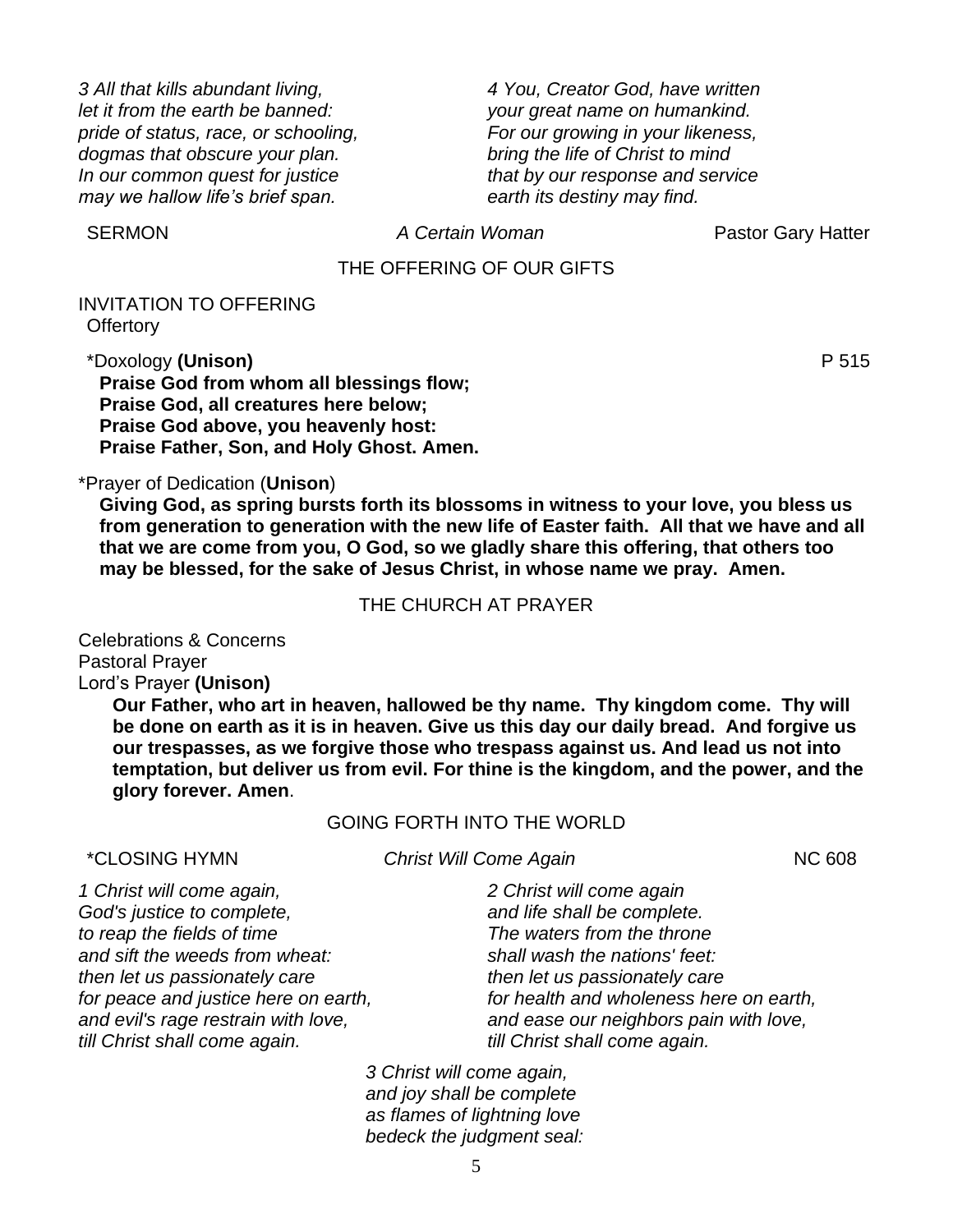*3 All that kills abundant living,*
*let it from the earth be banned:*
*pride of status, race, or schooling,*
*dogmas that obscure your plan.*
*In our common quest for justice*
*may we hallow life's brief span.*

*4 You, Creator God, have written*
*your great name on humankind.*
*For our growing in your likeness,*
*bring the life of Christ to mind*
*that by our response and service*
*earth its destiny may find.*

SERMON *A Certain Woman* Pastor Gary Hatter

THE OFFERING OF OUR GIFTS

INVITATION TO OFFERING
Offertory

*Doxology **(Unison)** P 515
**Praise God from whom all blessings flow;**
**Praise God, all creatures here below;**
**Praise God above, you heavenly host:**
**Praise Father, Son, and Holy Ghost. Amen.**

*Prayer of Dedication (**Unison**)
**Giving God, as spring bursts forth its blossoms in witness to your love, you bless us from generation to generation with the new life of Easter faith. All that we have and all that we are come from you, O God, so we gladly share this offering, that others too may be blessed, for the sake of Jesus Christ, in whose name we pray. Amen.**

THE CHURCH AT PRAYER

Celebrations & Concerns
Pastoral Prayer
Lord's Prayer **(Unison)**
**Our Father, who art in heaven, hallowed be thy name. Thy kingdom come. Thy will be done on earth as it is in heaven. Give us this day our daily bread. And forgive us our trespasses, as we forgive those who trespass against us. And lead us not into temptation, but deliver us from evil. For thine is the kingdom, and the power, and the glory forever. Amen**.

GOING FORTH INTO THE WORLD

*CLOSING HYMN *Christ Will Come Again* NC 608

*1 Christ will come again,*
*God's justice to complete,*
*to reap the fields of time*
*and sift the weeds from wheat:*
*then let us passionately care*
*for peace and justice here on earth,*
*and evil's rage restrain with love,*
*till Christ shall come again.*

*2 Christ will come again*
*and life shall be complete.*
*The waters from the throne*
*shall wash the nations' feet:*
*then let us passionately care*
*for health and wholeness here on earth,*
*and ease our neighbors pain with love,*
*till Christ shall come again.*

*3 Christ will come again,*
*and joy shall be complete*
*as flames of lightning love*
*bedeck the judgment seat:*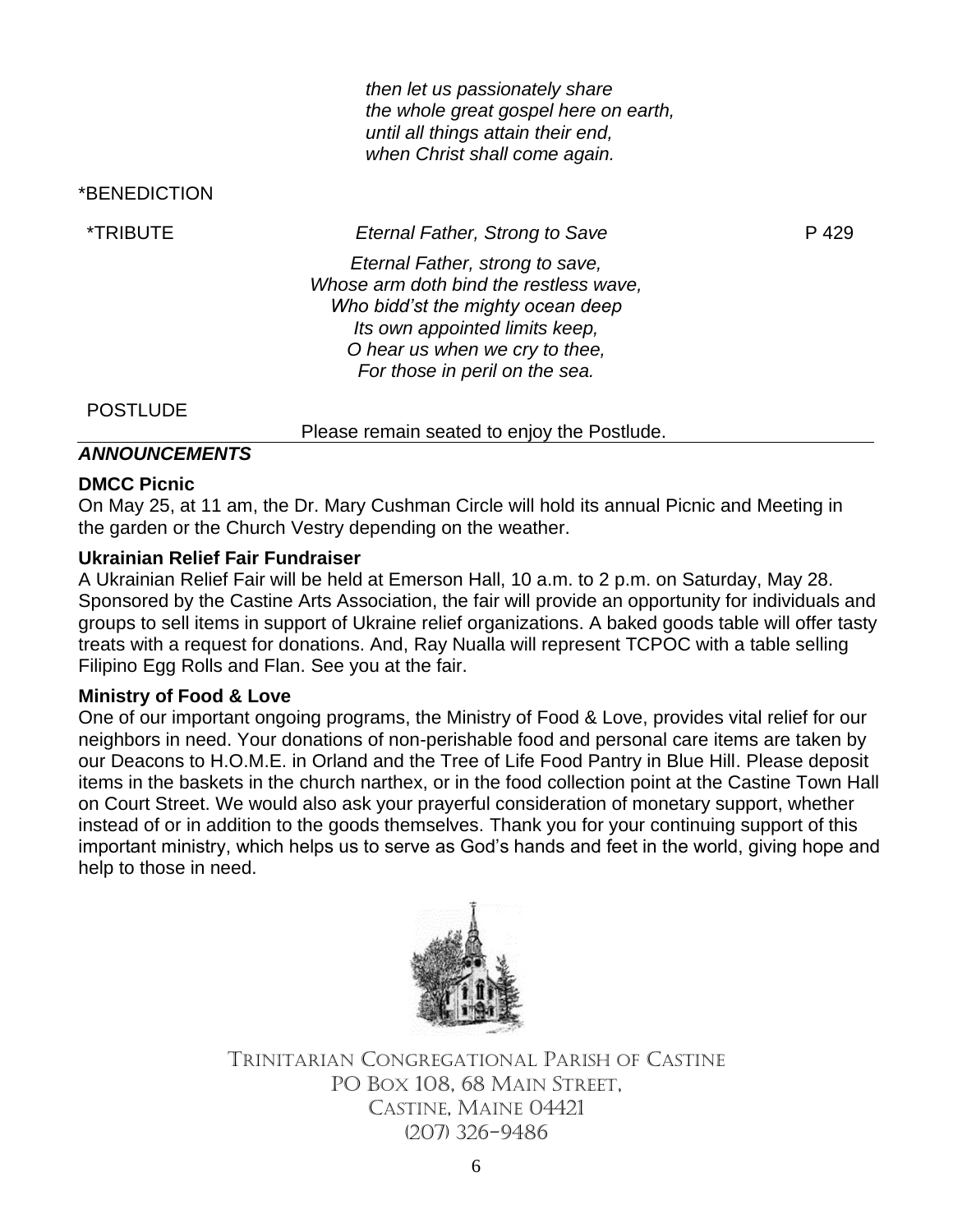*then let us passionately share*
*the whole great gospel here on earth,*
*until all things attain their end,*
*when Christ shall come again.*

\*BENEDICTION

\*TRIBUTE *Eternal Father, Strong to Save* P 429

*Eternal Father, strong to save,*
*Whose arm doth bind the restless wave,*
*Who bidd'st the mighty ocean deep*
*Its own appointed limits keep,*
*O hear us when we cry to thee,*
*For those in peril on the sea.*

POSTLUDE

Please remain seated to enjoy the Postlude.

## *ANNOUNCEMENTS*

**DMCC Picnic**

On May 25, at 11 am, the Dr. Mary Cushman Circle will hold its annual Picnic and Meeting in the garden or the Church Vestry depending on the weather.

**Ukrainian Relief Fair Fundraiser**

A Ukrainian Relief Fair will be held at Emerson Hall, 10 a.m. to 2 p.m. on Saturday, May 28. Sponsored by the Castine Arts Association, the fair will provide an opportunity for individuals and groups to sell items in support of Ukraine relief organizations. A baked goods table will offer tasty treats with a request for donations. And, Ray Nualla will represent TCPOC with a table selling Filipino Egg Rolls and Flan. See you at the fair.

**Ministry of Food & Love**

One of our important ongoing programs, the Ministry of Food & Love, provides vital relief for our neighbors in need. Your donations of non-perishable food and personal care items are taken by our Deacons to H.O.M.E. in Orland and the Tree of Life Food Pantry in Blue Hill. Please deposit items in the baskets in the church narthex, or in the food collection point at the Castine Town Hall on Court Street. We would also ask your prayerful consideration of monetary support, whether instead of or in addition to the goods themselves. Thank you for your continuing support of this important ministry, which helps us to serve as God's hands and feet in the world, giving hope and help to those in need.

Trinitarian Congregational Parish of Castine
PO Box 108, 68 Main Street,
Castine, Maine 04421
(207) 326-9486